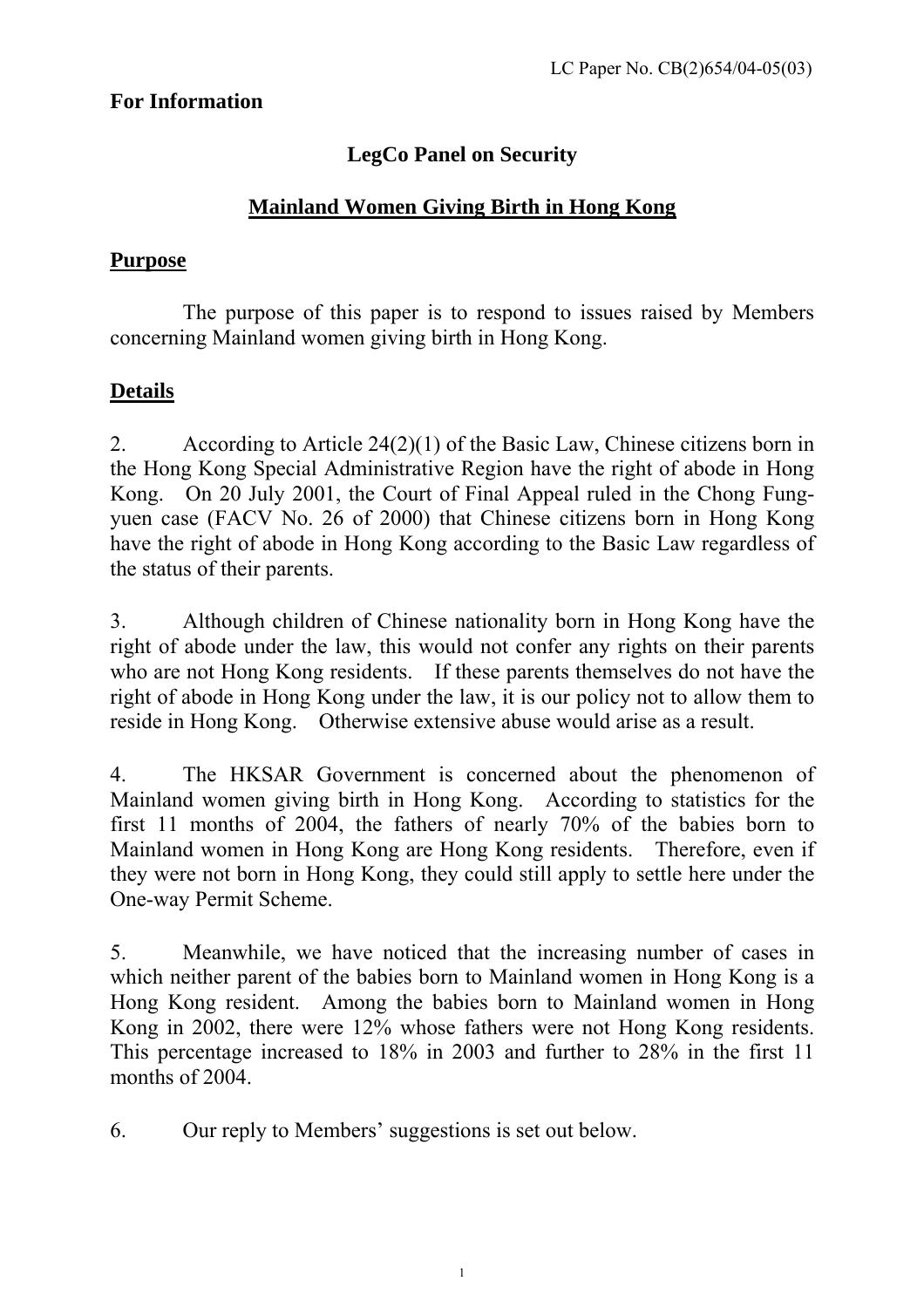LC Paper No. CB(2)654/04-05(03)

**For Information**

## LegCo Panel on Security

## Mainland Women Giving Birth in Hong Kong

### Purpose

The purpose of this paper is to respond to issues raised by Members concerning Mainland women giving birth in Hong Kong.

### Details

2. According to Article 24(2)(1) of the Basic Law, Chinese citizens born in the Hong Kong Special Administrative Region have the right of abode in Hong Kong. On 20 July 2001, the Court of Final Appeal ruled in the Chong Fung-yuen case (FACV No. 26 of 2000) that Chinese citizens born in Hong Kong have the right of abode in Hong Kong according to the Basic Law regardless of the status of their parents.

3. Although children of Chinese nationality born in Hong Kong have the right of abode under the law, this would not confer any rights on their parents who are not Hong Kong residents. If these parents themselves do not have the right of abode in Hong Kong under the law, it is our policy not to allow them to reside in Hong Kong. Otherwise extensive abuse would arise as a result.

4. The HKSAR Government is concerned about the phenomenon of Mainland women giving birth in Hong Kong. According to statistics for the first 11 months of 2004, the fathers of nearly 70% of the babies born to Mainland women in Hong Kong are Hong Kong residents. Therefore, even if they were not born in Hong Kong, they could still apply to settle here under the One-way Permit Scheme.

5. Meanwhile, we have noticed that the increasing number of cases in which neither parent of the babies born to Mainland women in Hong Kong is a Hong Kong resident. Among the babies born to Mainland women in Hong Kong in 2002, there were 12% whose fathers were not Hong Kong residents. This percentage increased to 18% in 2003 and further to 28% in the first 11 months of 2004.

6. Our reply to Members' suggestions is set out below.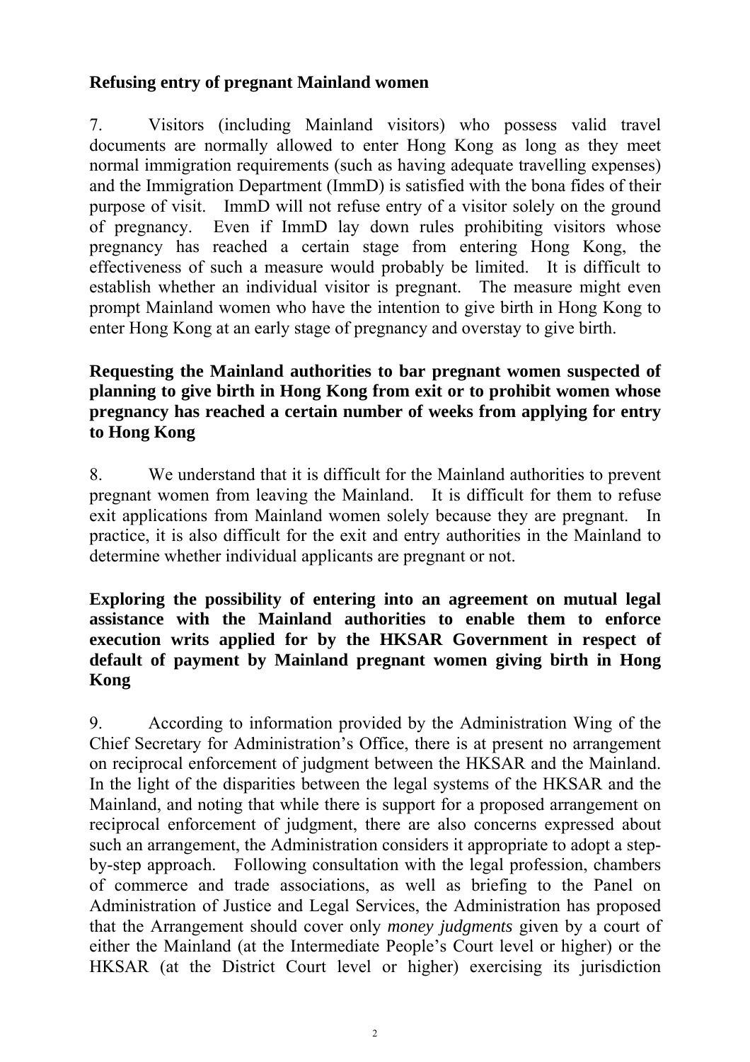**Refusing entry of pregnant Mainland women**

7. Visitors (including Mainland visitors) who possess valid travel documents are normally allowed to enter Hong Kong as long as they meet normal immigration requirements (such as having adequate travelling expenses) and the Immigration Department (ImmD) is satisfied with the bona fides of their purpose of visit. ImmD will not refuse entry of a visitor solely on the ground of pregnancy. Even if ImmD lay down rules prohibiting visitors whose pregnancy has reached a certain stage from entering Hong Kong, the effectiveness of such a measure would probably be limited. It is difficult to establish whether an individual visitor is pregnant. The measure might even prompt Mainland women who have the intention to give birth in Hong Kong to enter Hong Kong at an early stage of pregnancy and overstay to give birth.

**Requesting the Mainland authorities to bar pregnant women suspected of planning to give birth in Hong Kong from exit or to prohibit women whose pregnancy has reached a certain number of weeks from applying for entry to Hong Kong**

8. We understand that it is difficult for the Mainland authorities to prevent pregnant women from leaving the Mainland. It is difficult for them to refuse exit applications from Mainland women solely because they are pregnant. In practice, it is also difficult for the exit and entry authorities in the Mainland to determine whether individual applicants are pregnant or not.

**Exploring the possibility of entering into an agreement on mutual legal assistance with the Mainland authorities to enable them to enforce execution writs applied for by the HKSAR Government in respect of default of payment by Mainland pregnant women giving birth in Hong Kong**

9. According to information provided by the Administration Wing of the Chief Secretary for Administration's Office, there is at present no arrangement on reciprocal enforcement of judgment between the HKSAR and the Mainland. In the light of the disparities between the legal systems of the HKSAR and the Mainland, and noting that while there is support for a proposed arrangement on reciprocal enforcement of judgment, there are also concerns expressed about such an arrangement, the Administration considers it appropriate to adopt a step-by-step approach. Following consultation with the legal profession, chambers of commerce and trade associations, as well as briefing to the Panel on Administration of Justice and Legal Services, the Administration has proposed that the Arrangement should cover only *money judgments* given by a court of either the Mainland (at the Intermediate People's Court level or higher) or the HKSAR (at the District Court level or higher) exercising its jurisdiction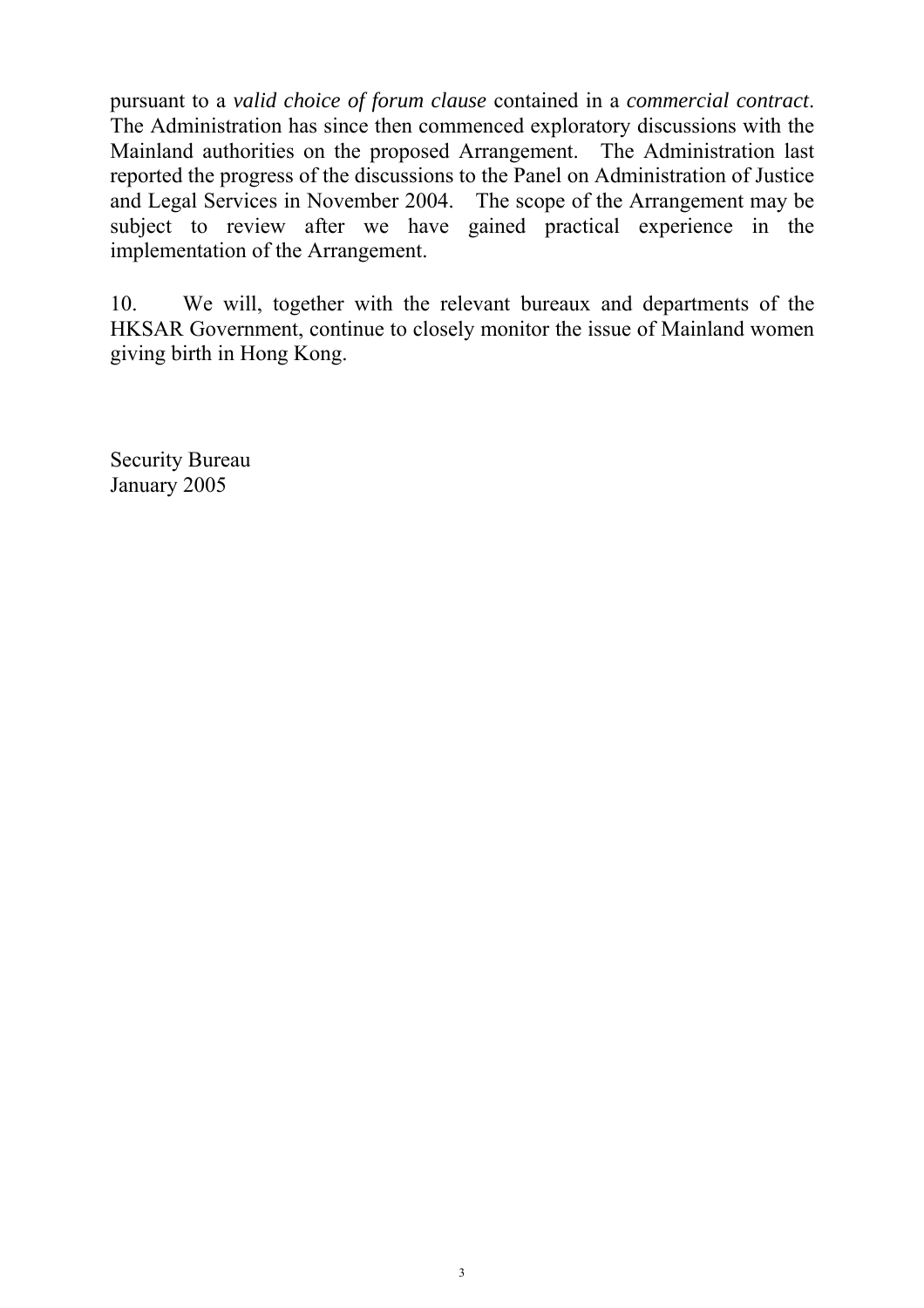pursuant to a *valid choice of forum clause* contained in a *commercial contract*. The Administration has since then commenced exploratory discussions with the Mainland authorities on the proposed Arrangement. The Administration last reported the progress of the discussions to the Panel on Administration of Justice and Legal Services in November 2004. The scope of the Arrangement may be subject to review after we have gained practical experience in the implementation of the Arrangement.

10. We will, together with the relevant bureaux and departments of the HKSAR Government, continue to closely monitor the issue of Mainland women giving birth in Hong Kong.

Security Bureau
January 2005